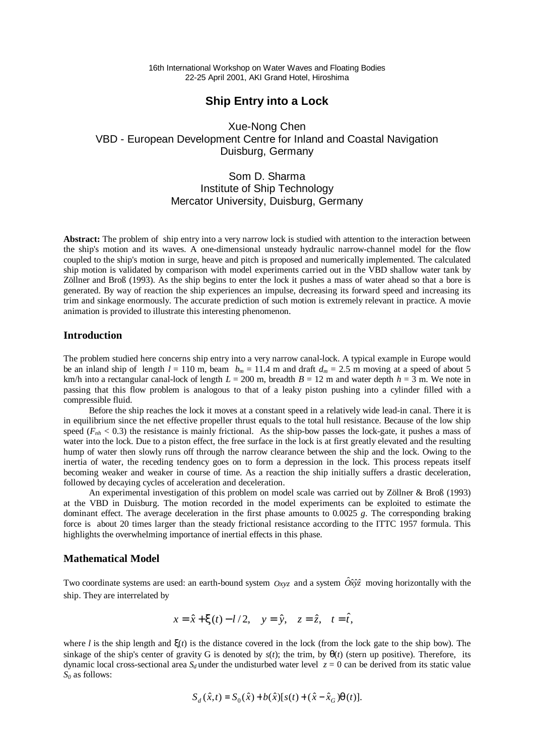16th International Workshop on Water Waves and Floating Bodies
22-25 April 2001, AKI Grand Hotel, Hiroshima

# Ship Entry into a Lock

Xue-Nong Chen
VBD - European Development Centre for Inland and Coastal Navigation
Duisburg, Germany

Som D. Sharma
Institute of Ship Technology
Mercator University, Duisburg, Germany

**Abstract:** The problem of ship entry into a very narrow lock is studied with attention to the interaction between the ship's motion and its waves. A one-dimensional unsteady hydraulic narrow-channel model for the flow coupled to the ship's motion in surge, heave and pitch is proposed and numerically implemented. The calculated ship motion is validated by comparison with model experiments carried out in the VBD shallow water tank by Zöllner and Broß (1993). As the ship begins to enter the lock it pushes a mass of water ahead so that a bore is generated. By way of reaction the ship experiences an impulse, decreasing its forward speed and increasing its trim and sinkage enormously. The accurate prediction of such motion is extremely relevant in practice. A movie animation is provided to illustrate this interesting phenomenon.

## Introduction

The problem studied here concerns ship entry into a very narrow canal-lock. A typical example in Europe would be an inland ship of length $l$ = 110 m, beam $b_m$ = 11.4 m and draft $d_m$ = 2.5 m moving at a speed of about 5 km/h into a rectangular canal-lock of length $L$ = 200 m, breadth $B$ = 12 m and water depth $h$ = 3 m. We note in passing that this flow problem is analogous to that of a leaky piston pushing into a cylinder filled with a compressible fluid.

Before the ship reaches the lock it moves at a constant speed in a relatively wide lead-in canal. There it is in equilibrium since the net effective propeller thrust equals to the total hull resistance. Because of the low ship speed ($F_{nh}$ < 0.3) the resistance is mainly frictional. As the ship-bow passes the lock-gate, it pushes a mass of water into the lock. Due to a piston effect, the free surface in the lock is at first greatly elevated and the resulting hump of water then slowly runs off through the narrow clearance between the ship and the lock. Owing to the inertia of water, the receding tendency goes on to form a depression in the lock. This process repeats itself becoming weaker and weaker in course of time. As a reaction the ship initially suffers a drastic deceleration, followed by decaying cycles of acceleration and deceleration.

An experimental investigation of this problem on model scale was carried out by Zöllner & Broß (1993) at the VBD in Duisburg. The motion recorded in the model experiments can be exploited to estimate the dominant effect. The average deceleration in the first phase amounts to 0.0025 $g$. The corresponding braking force is about 20 times larger than the steady frictional resistance according to the ITTC 1957 formula. This highlights the overwhelming importance of inertial effects in this phase.

## Mathematical Model

Two coordinate systems are used: an earth-bound system $Oxyz$ and a system $\hat{O}\hat{x}\hat{y}\hat{z}$ moving horizontally with the ship. They are interrelated by

$$x = \hat{x} + \xi(t) - l/2, \quad y = \hat{y}, \quad z = \hat{z}, \quad t = \hat{t},$$

where $l$ is the ship length and $\xi(t)$ is the distance covered in the lock (from the lock gate to the ship bow). The sinkage of the ship's center of gravity G is denoted by $s(t)$; the trim, by $\theta(t)$ (stern up positive). Therefore, its dynamic local cross-sectional area $S_d$ under the undisturbed water level $z = 0$ can be derived from its static value $S_0$ as follows:

$$S_d(\hat{x},t) = S_0(\hat{x}) + b(\hat{x})[s(t) + (\hat{x} - \hat{x}_G)\theta(t)].$$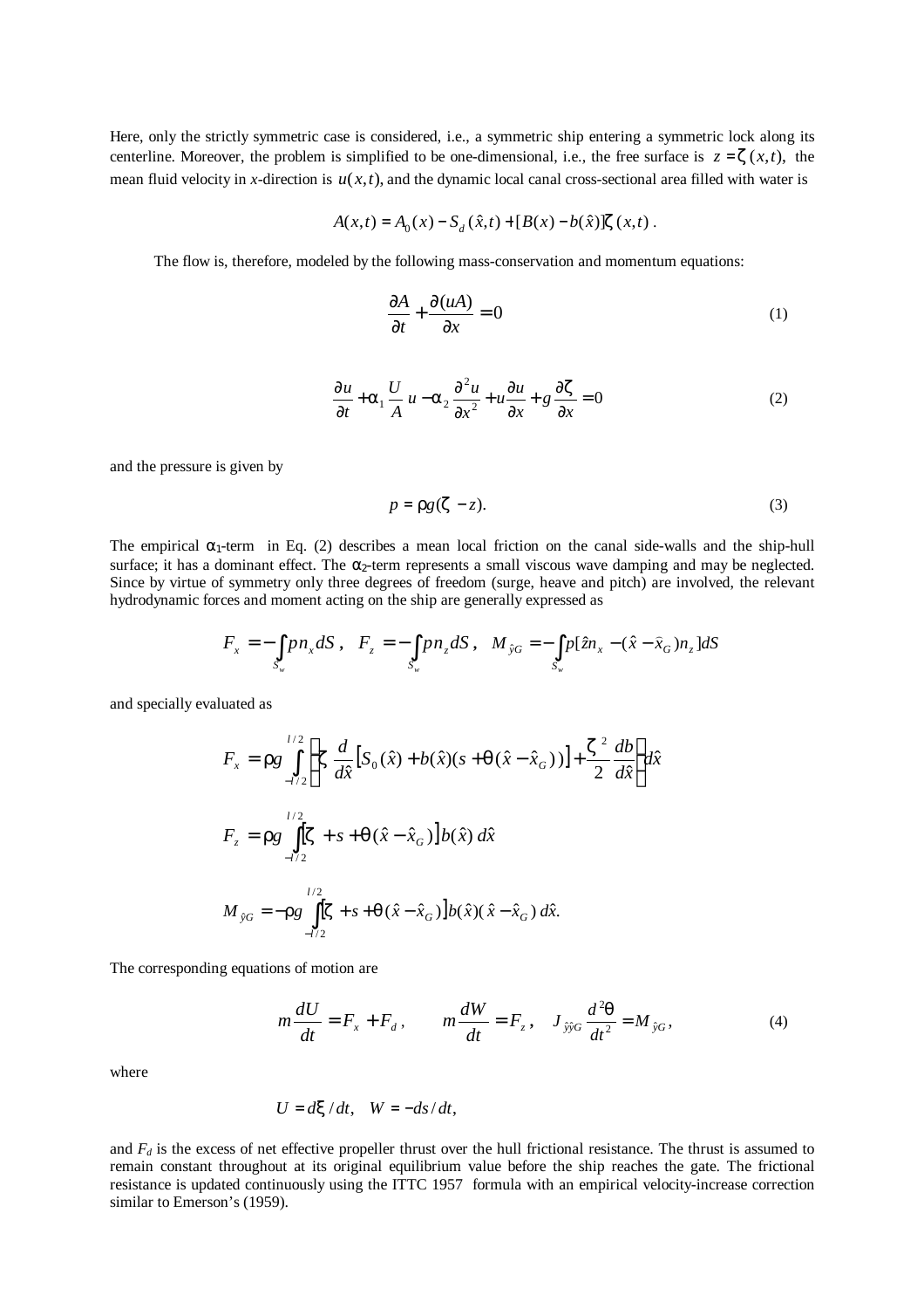Here, only the strictly symmetric case is considered, i.e., a symmetric ship entering a symmetric lock along its centerline. Moreover, the problem is simplified to be one-dimensional, i.e., the free surface is $z = \zeta(x,t)$, the mean fluid velocity in *x*-direction is $u(x,t)$, and the dynamic local canal cross-sectional area filled with water is

$$A(x,t) = A_0(x) - S_d(\hat{x},t) + [B(x) - b(\hat{x})]\zeta(x,t)\,.$$

The flow is, therefore, modeled by the following mass-conservation and momentum equations:

$$\frac{\partial A}{\partial t} + \frac{\partial (uA)}{\partial x} = 0 \tag{1}$$

$$\frac{\partial u}{\partial t} + \alpha_1 \frac{U}{A} u - \alpha_2 \frac{\partial^2 u}{\partial x^2} + u\frac{\partial u}{\partial x} + g\frac{\partial \zeta}{\partial x} = 0 \tag{2}$$

and the pressure is given by

$$p = \rho g(\zeta - z). \tag{3}$$

The empirical $\alpha_1$-term in Eq. (2) describes a mean local friction on the canal side-walls and the ship-hull surface; it has a dominant effect. The $\alpha_2$-term represents a small viscous wave damping and may be neglected. Since by virtue of symmetry only three degrees of freedom (surge, heave and pitch) are involved, the relevant hydrodynamic forces and moment acting on the ship are generally expressed as

$$F_x = -\int_{S_w} p n_x dS\,, \quad F_z = -\int_{S_w} p n_z dS\,, \quad M_{\hat{y}G} = -\int_{S_w} p[\hat{z} n_x - (\hat{x} - \hat{x}_G) n_z] dS$$

and specially evaluated as

$$F_x = \rho g \int_{-l/2}^{l/2} \left\{ \zeta \frac{d}{d\hat{x}} \left[ S_0(\hat{x}) + b(\hat{x})(s + \theta(\hat{x} - \hat{x}_G)) \right] + \frac{\zeta^2}{2} \frac{db}{d\hat{x}} \right\} d\hat{x}$$

$$F_z = \rho g \int_{-l/2}^{l/2} \left[ \zeta + s + \theta(\hat{x} - \hat{x}_G) \right] b(\hat{x})\, d\hat{x}$$

$$M_{\hat{y}G} = -\rho g \int_{-l/2}^{l/2} \left[ \zeta + s + \theta(\hat{x} - \hat{x}_G) \right] b(\hat{x})(\hat{x} - \hat{x}_G)\, d\hat{x}.$$

The corresponding equations of motion are

$$m\frac{dU}{dt} = F_x + F_d\,, \qquad m\frac{dW}{dt} = F_z\,, \quad J_{\hat{y}\hat{y}G}\frac{d^2\theta}{dt^2} = M_{\hat{y}G}\,, \tag{4}$$

where

$$U = d\xi / dt, \quad W = -ds/dt,$$

and $F_d$ is the excess of net effective propeller thrust over the hull frictional resistance. The thrust is assumed to remain constant throughout at its original equilibrium value before the ship reaches the gate. The frictional resistance is updated continuously using the ITTC 1957 formula with an empirical velocity-increase correction similar to Emerson's (1959).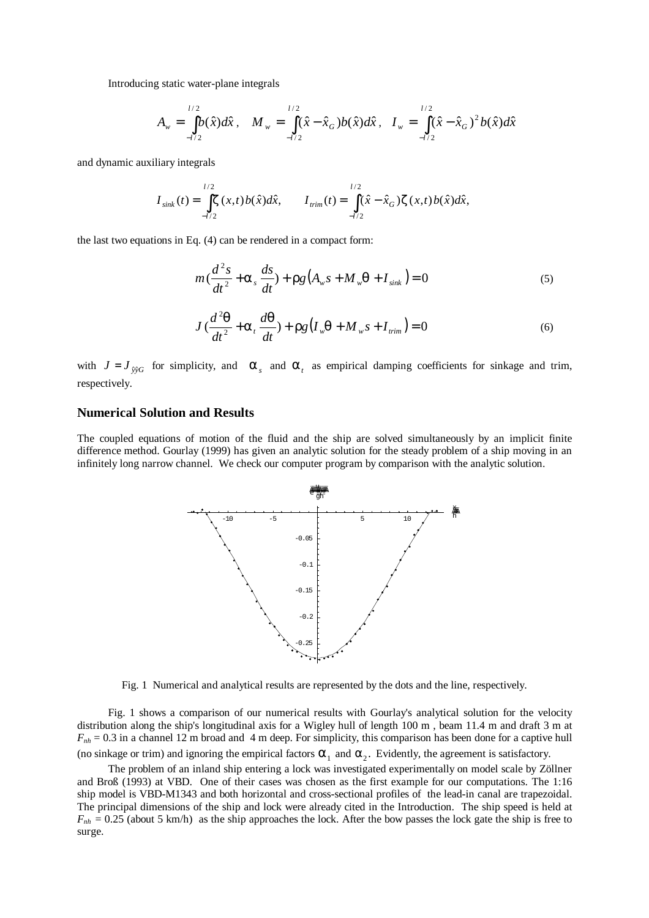Introducing static water-plane integrals

$$A_w = \int_{-l/2}^{l/2} b(\hat{x})d\hat{x}, \quad M_w = \int_{-l/2}^{l/2} (\hat{x} - \hat{x}_G) b(\hat{x})d\hat{x}, \quad I_w = \int_{-l/2}^{l/2} (\hat{x} - \hat{x}_G)^2 b(\hat{x})d\hat{x}$$

and dynamic auxiliary integrals

$$I_{sink}(t) = \int_{-l/2}^{l/2} \zeta(x,t) b(\hat{x})d\hat{x}, \qquad I_{trim}(t) = \int_{-l/2}^{l/2} (\hat{x} - \hat{x}_G)\zeta(x,t) b(\hat{x})d\hat{x},$$

the last two equations in Eq. (4) can be rendered in a compact form:

$$m\left(\frac{d^2 s}{dt^2} + \alpha_s \frac{ds}{dt}\right) + \rho g\left(A_w s + M_w \theta + I_{sink}\right) = 0 \tag{5}$$

$$J\left(\frac{d^2\theta}{dt^2} + \alpha_t \frac{d\theta}{dt}\right) + \rho g\left(I_w \theta + M_w s + I_{trim}\right) = 0 \tag{6}$$

with $J = J_{\hat{y}\hat{y}G}$ for simplicity, and $\alpha_s$ and $\alpha_t$ as empirical damping coefficients for sinkage and trim, respectively.

## Numerical Solution and Results

The coupled equations of motion of the fluid and the ship are solved simultaneously by an implicit finite difference method. Gourlay (1999) has given an analytic solution for the steady problem of a ship moving in an infinitely long narrow channel. We check our computer program by comparison with the analytic solution.

Fig. 1 Numerical and analytical results are represented by the dots and the line, respectively.

Fig. 1 shows a comparison of our numerical results with Gourlay's analytical solution for the velocity distribution along the ship's longitudinal axis for a Wigley hull of length 100 m , beam 11.4 m and draft 3 m at $F_{nh}$ = 0.3 in a channel 12 m broad and 4 m deep. For simplicity, this comparison has been done for a captive hull (no sinkage or trim) and ignoring the empirical factors $\alpha_1$ and $\alpha_2$. Evidently, the agreement is satisfactory.

The problem of an inland ship entering a lock was investigated experimentally on model scale by Zöllner and Broß (1993) at VBD. One of their cases was chosen as the first example for our computations. The 1:16 ship model is VBD-M1343 and both horizontal and cross-sectional profiles of the lead-in canal are trapezoidal. The principal dimensions of the ship and lock were already cited in the Introduction. The ship speed is held at $F_{nh}$ = 0.25 (about 5 km/h) as the ship approaches the lock. After the bow passes the lock gate the ship is free to surge.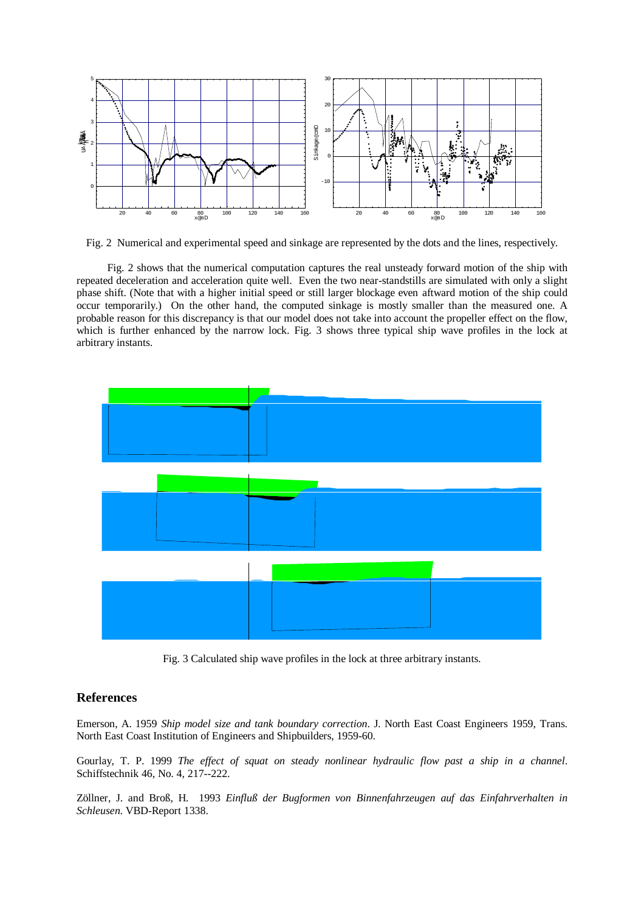5
4
3
2
1
0
20 40 60 80 100 120 140 160
x@mD

30
20
10
0
-10
Sinkage@cmD
20 40 60 80 100 120 140 160
x@mD

Fig. 2 Numerical and experimental speed and sinkage are represented by the dots and the lines, respectively.

Fig. 2 shows that the numerical computation captures the real unsteady forward motion of the ship with repeated deceleration and acceleration quite well. Even the two near-standstills are simulated with only a slight phase shift. (Note that with a higher initial speed or still larger blockage even aftward motion of the ship could occur temporarily.) On the other hand, the computed sinkage is mostly smaller than the measured one. A probable reason for this discrepancy is that our model does not take into account the propeller effect on the flow, which is further enhanced by the narrow lock. Fig. 3 shows three typical ship wave profiles in the lock at arbitrary instants.

Fig. 3 Calculated ship wave profiles in the lock at three arbitrary instants.

## References

Emerson, A. 1959 *Ship model size and tank boundary correction*. J. North East Coast Engineers 1959, Trans. North East Coast Institution of Engineers and Shipbuilders, 1959-60.

Gourlay, T. P. 1999 *The effect of squat on steady nonlinear hydraulic flow past a ship in a channel*. Schiffstechnik 46, No. 4, 217--222.

Zöllner, J. and Broß, H. 1993 *Einfluß der Bugformen von Binnenfahrzeugen auf das Einfahrverhalten in Schleusen.* VBD-Report 1338.